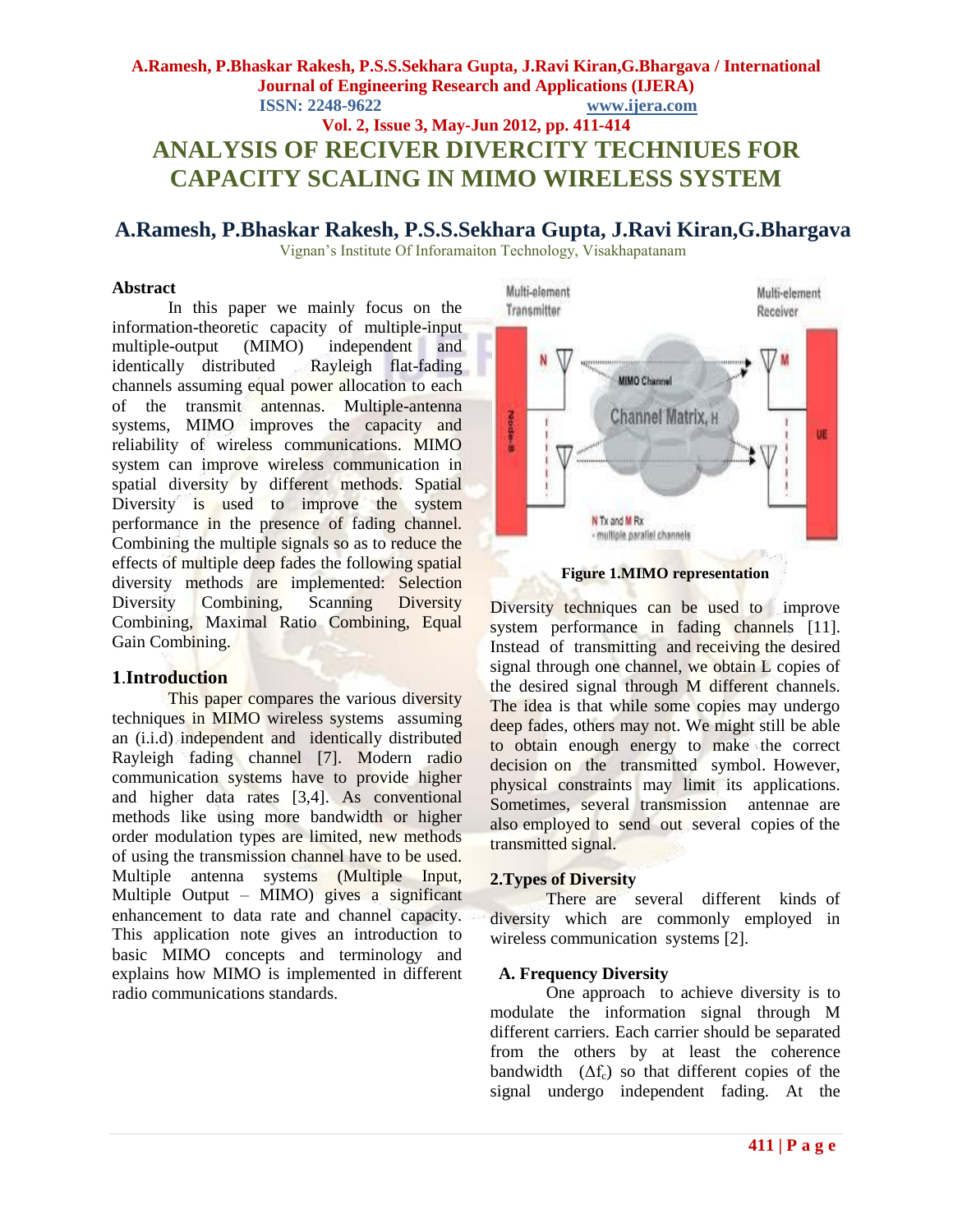# ANALYSIS OF RECIVER DIVERCITY TECHNIUES FOR CAPACITY SCALING IN MIMO WIRELESS SYSTEM

## A.Ramesh, P.Bhaskar Rakesh, P.S.S.Sekhara Gupta, J.Ravi Kiran,G.Bhargava

Vignan's Institute Of Inforamaiton Technology, Visakhapatanam

**Abstract**

In this paper we mainly focus on the information-theoretic capacity of multiple-input multiple-output (MIMO) independent and identically distributed Rayleigh flat-fading channels assuming equal power allocation to each of the transmit antennas. Multiple-antenna systems, MIMO improves the capacity and reliability of wireless communications. MIMO system can improve wireless communication in spatial diversity by different methods. Spatial Diversity is used to improve the system performance in the presence of fading channel. Combining the multiple signals so as to reduce the effects of multiple deep fades the following spatial diversity methods are implemented: Selection Diversity Combining, Scanning Diversity Combining, Maximal Ratio Combining, Equal Gain Combining.

## 1.Introduction

This paper compares the various diversity techniques in MIMO wireless systems assuming an (i.i.d) independent and identically distributed Rayleigh fading channel [7]. Modern radio communication systems have to provide higher and higher data rates [3,4]. As conventional methods like using more bandwidth or higher order modulation types are limited, new methods of using the transmission channel have to be used. Multiple antenna systems (Multiple Input, Multiple Output – MIMO) gives a significant enhancement to data rate and channel capacity. This application note gives an introduction to basic MIMO concepts and terminology and explains how MIMO is implemented in different radio communications standards.

**Figure 1.MIMO representation**

Diversity techniques can be used to improve system performance in fading channels [11]. Instead of transmitting and receiving the desired signal through one channel, we obtain L copies of the desired signal through M different channels. The idea is that while some copies may undergo deep fades, others may not. We might still be able to obtain enough energy to make the correct decision on the transmitted symbol. However, physical constraints may limit its applications. Sometimes, several transmission antennae are also employed to send out several copies of the transmitted signal.

## 2.Types of Diversity

There are several different kinds of diversity which are commonly employed in wireless communication systems [2].

### A. Frequency Diversity

One approach to achieve diversity is to modulate the information signal through M different carriers. Each carrier should be separated from the others by at least the coherence bandwidth ($\Delta f_c$) so that different copies of the signal undergo independent fading. At the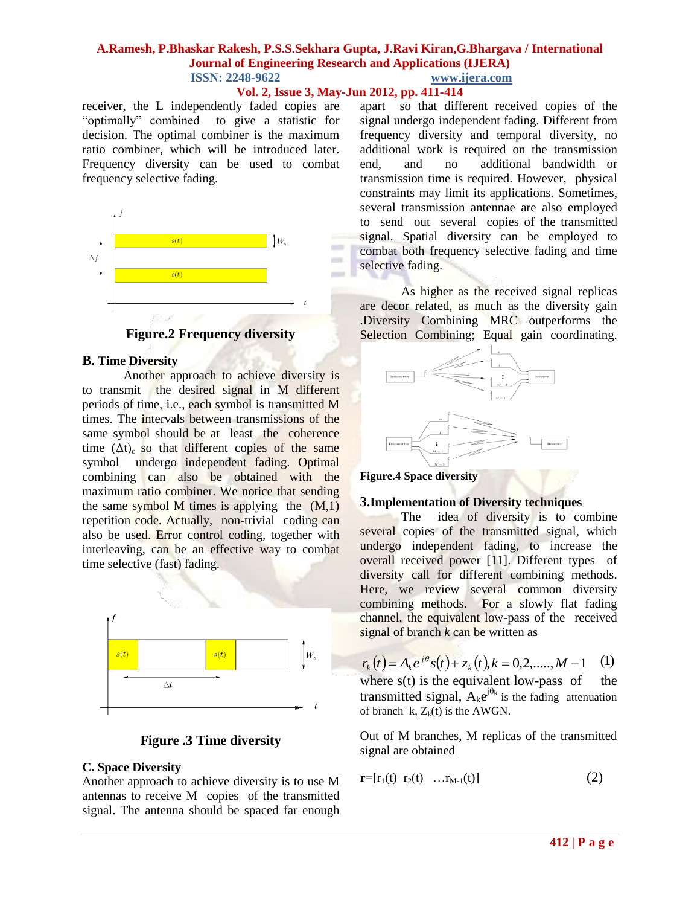receiver, the L independently faded copies are "optimally" combined to give a statistic for decision. The optimal combiner is the maximum ratio combiner, which will be introduced later. Frequency diversity can be used to combat frequency selective fading.

**Figure.2 Frequency diversity**

### B. Time Diversity

Another approach to achieve diversity is to transmit the desired signal in M different periods of time, i.e., each symbol is transmitted M times. The intervals between transmissions of the same symbol should be at least the coherence time $(\Delta t)_c$ so that different copies of the same symbol undergo independent fading. Optimal combining can also be obtained with the maximum ratio combiner. We notice that sending the same symbol M times is applying the (M,1) repetition code. Actually, non-trivial coding can also be used. Error control coding, together with interleaving, can be an effective way to combat time selective (fast) fading.

**Figure .3 Time diversity**

### C. Space Diversity

Another approach to achieve diversity is to use M antennas to receive M copies of the transmitted signal. The antenna should be spaced far enough apart so that different received copies of the signal undergo independent fading. Different from frequency diversity and temporal diversity, no additional work is required on the transmission end, and no additional bandwidth or transmission time is required. However, physical constraints may limit its applications. Sometimes, several transmission antennae are also employed to send out several copies of the transmitted signal. Spatial diversity can be employed to combat both frequency selective fading and time selective fading.

As higher as the received signal replicas are decor related, as much as the diversity gain .Diversity Combining MRC outperforms the Selection Combining; Equal gain coordinating.

**Figure.4 Space diversity**

## 3.Implementation of Diversity techniques

The idea of diversity is to combine several copies of the transmitted signal, which undergo independent fading, to increase the overall received power [11]. Different types of diversity call for different combining methods. Here, we review several common diversity combining methods. For a slowly flat fading channel, the equivalent low-pass of the received signal of branch *k* can be written as

$$r_k(t) = A_k e^{j\theta} s(t) + z_k(t), k = 0,2,.....,M-1 \quad (1)$$

where s(t) is the equivalent low-pass of the transmitted signal, $A_k e^{j\theta_k}$ is the fading attenuation of branch k, $Z_k(t)$ is the AWGN.

Out of M branches, M replicas of the transmitted signal are obtained

$$\mathbf{r}=[r_1(t)\ \ r_2(t)\ \ \ldots r_{M-1}(t)] \quad (2)$$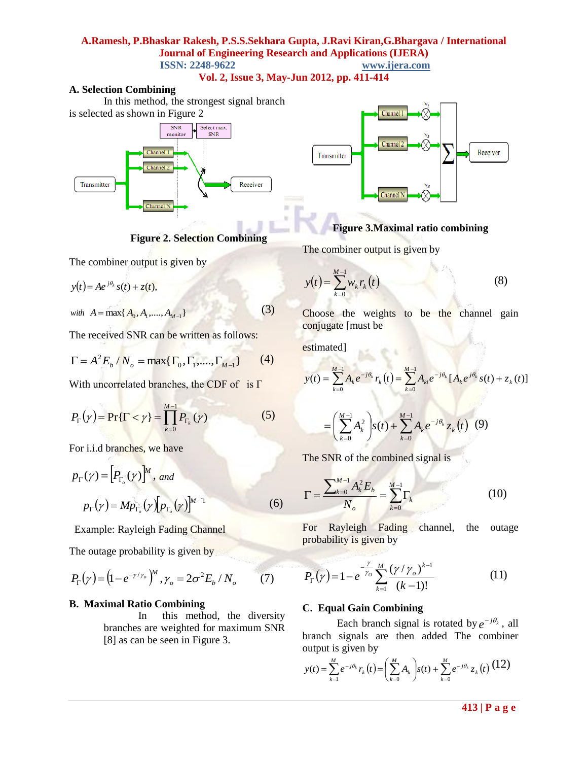### A. Selection Combining

In this method, the strongest signal branch is selected as shown in Figure 2

Figure 2. Selection Combining

The combiner output is given by

$$y(t) = Ae^{j\theta_k} s(t) + z(t),$$

$$\text{with } A = \max\{A_0, A_1, ...., A_{M-1}\} \quad (3)$$

The received SNR can be written as follows:

$$\Gamma = A^2 E_b / N_o = \max\{\Gamma_0, \Gamma_1, ...., \Gamma_{M-1}\} \quad (4)$$

With uncorrelated branches, the CDF of is $\Gamma$

$$P_\Gamma(\gamma) = \Pr\{\Gamma < \gamma\} = \prod_{k=0}^{M-1} P_{\Gamma_k}(\gamma) \quad (5)$$

For i.i.d branches, we have

$$p_\Gamma(\gamma) = \left[P_{\Gamma_o}(\gamma)\right]^M, \text{ and}$$

$$p_\Gamma(\gamma) = Mp_{\Gamma_o}(\gamma)\left[p_{\Gamma_o}(\gamma)\right]^{M-1} \quad (6)$$

Example: Rayleigh Fading Channel

The outage probability is given by

$$P_\Gamma(\gamma) = \left(1 - e^{-\gamma/\gamma_o}\right)^M, \gamma_o = 2\sigma^2 E_b / N_o \quad (7)$$

### B. Maximal Ratio Combining

In this method, the diversity branches are weighted for maximum SNR [8] as can be seen in Figure 3.

Figure 3.Maximal ratio combining

The combiner output is given by

$$y(t) = \sum_{k=0}^{M-1} w_k r_k(t) \quad (8)$$

Choose the weights to be the channel gain conjugate [must be estimated]

$$y(t) = \sum_{k=0}^{M-1} A_k e^{-j\theta_k} r_k(t) = \sum_{k=0}^{M-1} A_{ki} e^{-j\theta_k} [A_k e^{j\theta_k} s(t) + z_k(t)]$$

$$= \left(\sum_{k=0}^{M-1} A_k^2\right) s(t) + \sum_{k=0}^{M-1} A_k e^{-j\theta_k} z_k(t) \quad (9)$$

The SNR of the combined signal is

$$\Gamma = \frac{\sum_{k=0}^{M-1} A_k^2 E_b}{N_o} = \sum_{k=0}^{M-1} \Gamma_k \quad (10)$$

For Rayleigh Fading channel, the outage probability is given by

$$P_\Gamma(\gamma) = 1 - e^{-\frac{\gamma}{\gamma_o}} \sum_{k=1}^{M} \frac{(\gamma/\gamma_o)^{k-1}}{(k-1)!} \quad (11)$$

### C. Equal Gain Combining

Each branch signal is rotated by $e^{-j\theta_k}$, all branch signals are then added The combiner output is given by

$$y(t) = \sum_{k=1}^{M} e^{-j\theta_k} r_k(t) = \left(\sum_{k=0}^{M} A_k\right) s(t) + \sum_{k=0}^{M} e^{-j\theta_k} z_k(t) \quad (12)$$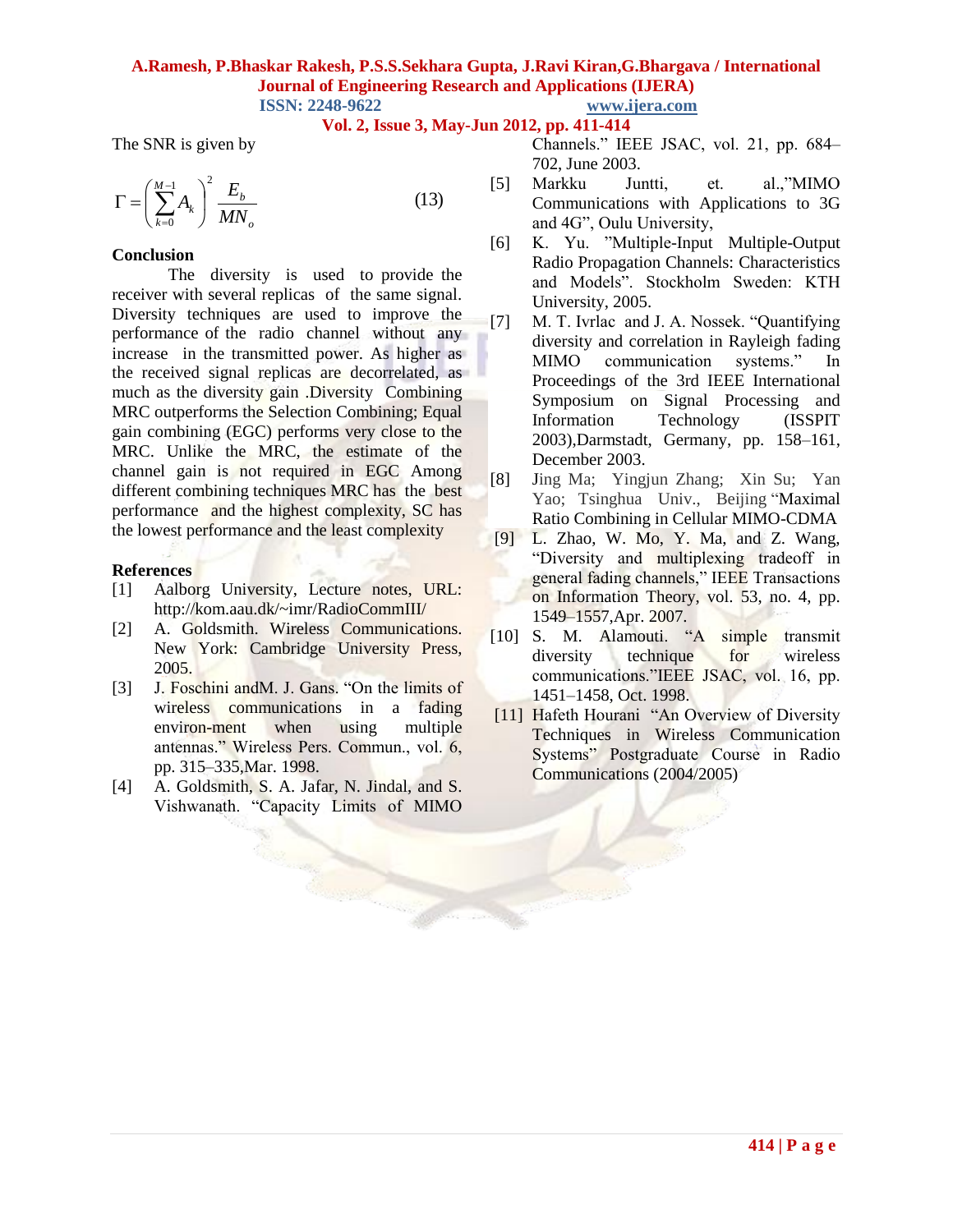The SNR is given by

$$\Gamma = \left( \sum_{k=0}^{M-1} A_k \right)^2 \frac{E_b}{MN_o} \qquad (13)$$

**Conclusion**

The diversity is used to provide the receiver with several replicas of the same signal. Diversity techniques are used to improve the performance of the radio channel without any increase in the transmitted power. As higher as the received signal replicas are decorrelated, as much as the diversity gain .Diversity Combining MRC outperforms the Selection Combining; Equal gain combining (EGC) performs very close to the MRC. Unlike the MRC, the estimate of the channel gain is not required in EGC Among different combining techniques MRC has the best performance and the highest complexity, SC has the lowest performance and the least complexity

**References**

[1] Aalborg University, Lecture notes, URL: http://kom.aau.dk/~imr/RadioCommIII/
[2] A. Goldsmith. Wireless Communications. New York: Cambridge University Press, 2005.
[3] J. Foschini andM. J. Gans. "On the limits of wireless communications in a fading environ-ment when using multiple antennas." Wireless Pers. Commun., vol. 6, pp. 315–335,Mar. 1998.
[4] A. Goldsmith, S. A. Jafar, N. Jindal, and S. Vishwanath. "Capacity Limits of MIMO Channels." IEEE JSAC, vol. 21, pp. 684–702, June 2003.
[5] Markku Juntti, et. al.,"MIMO Communications with Applications to 3G and 4G", Oulu University,
[6] K. Yu. "Multiple-Input Multiple-Output Radio Propagation Channels: Characteristics and Models". Stockholm Sweden: KTH University, 2005.
[7] M. T. Ivrlac and J. A. Nossek. "Quantifying diversity and correlation in Rayleigh fading MIMO communication systems." In Proceedings of the 3rd IEEE International Symposium on Signal Processing and Information Technology (ISSPIT 2003),Darmstadt, Germany, pp. 158–161, December 2003.
[8] Jing Ma; Yingjun Zhang; Xin Su; Yan Yao; Tsinghua Univ., Beijing "Maximal Ratio Combining in Cellular MIMO-CDMA
[9] L. Zhao, W. Mo, Y. Ma, and Z. Wang, "Diversity and multiplexing tradeoff in general fading channels," IEEE Transactions on Information Theory, vol. 53, no. 4, pp. 1549–1557,Apr. 2007.
[10] S. M. Alamouti. "A simple transmit diversity technique for wireless communications."IEEE JSAC, vol. 16, pp. 1451–1458, Oct. 1998.
[11] Hafeth Hourani "An Overview of Diversity Techniques in Wireless Communication Systems" Postgraduate Course in Radio Communications (2004/2005)